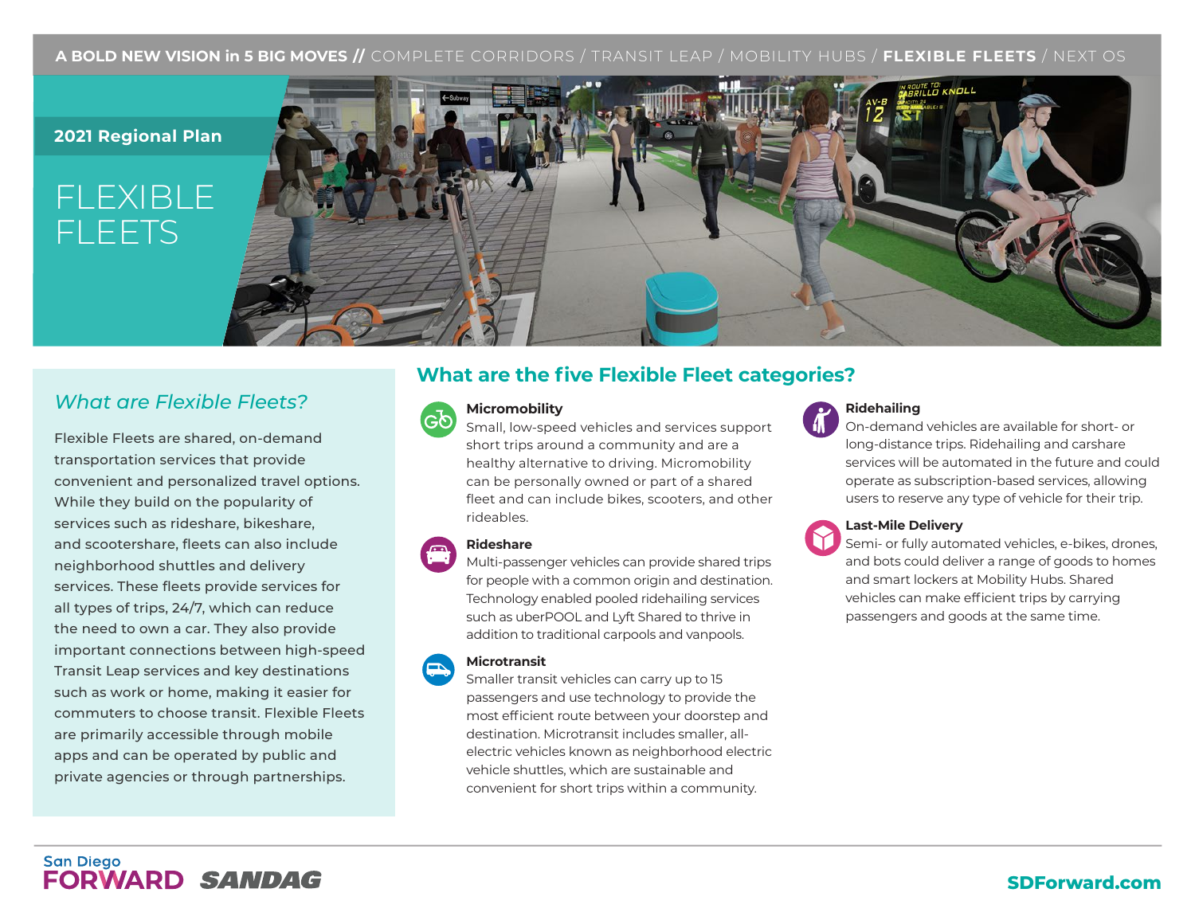A BOLD NEW VISION in 5 BIG MOVES // COMPLETE CORRIDORS / TRANSIT LEAP / MOBILITY HUBS / **FLEXIBLE FLEETS** / NEXT OS

**2021 Regional Plan**

# FLEXIBLE FLEETS

## *What are Flexible Fleets?*

Flexible Fleets are shared, on-demand transportation services that provide convenient and personalized travel options. While they build on the popularity of services such as rideshare, bikeshare, and scootershare, fleets can also include neighborhood shuttles and delivery services. These fleets provide services for all types of trips, 24/7, which can reduce the need to own a car. They also provide important connections between high-speed Transit Leap services and key destinations such as work or home, making it easier for commuters to choose transit. Flexible Fleets are primarily accessible through mobile apps and can be operated by public and private agencies or through partnerships.

## What are the five Flexible Fleet categories?

**Micromobility**
Small, low-speed vehicles and services support short trips around a community and are a healthy alternative to driving. Micromobility can be personally owned or part of a shared fleet and can include bikes, scooters, and other rideables.

**Rideshare**
Multi-passenger vehicles can provide shared trips for people with a common origin and destination. Technology enabled pooled ridehailing services such as uberPOOL and Lyft Shared to thrive in addition to traditional carpools and vanpools.

**Microtransit**
Smaller transit vehicles can carry up to 15 passengers and use technology to provide the most efficient route between your doorstep and destination. Microtransit includes smaller, all-electric vehicles known as neighborhood electric vehicle shuttles, which are sustainable and convenient for short trips within a community.

**Ridehailing**
On-demand vehicles are available for short- or long-distance trips. Ridehailing and carshare services will be automated in the future and could operate as subscription-based services, allowing users to reserve any type of vehicle for their trip.

**Last-Mile Delivery**
Semi- or fully automated vehicles, e-bikes, drones, and bots could deliver a range of goods to homes and smart lockers at Mobility Hubs. Shared vehicles can make efficient trips by carrying passengers and goods at the same time.

San Diego FORWARD SANDAG

SDForward.com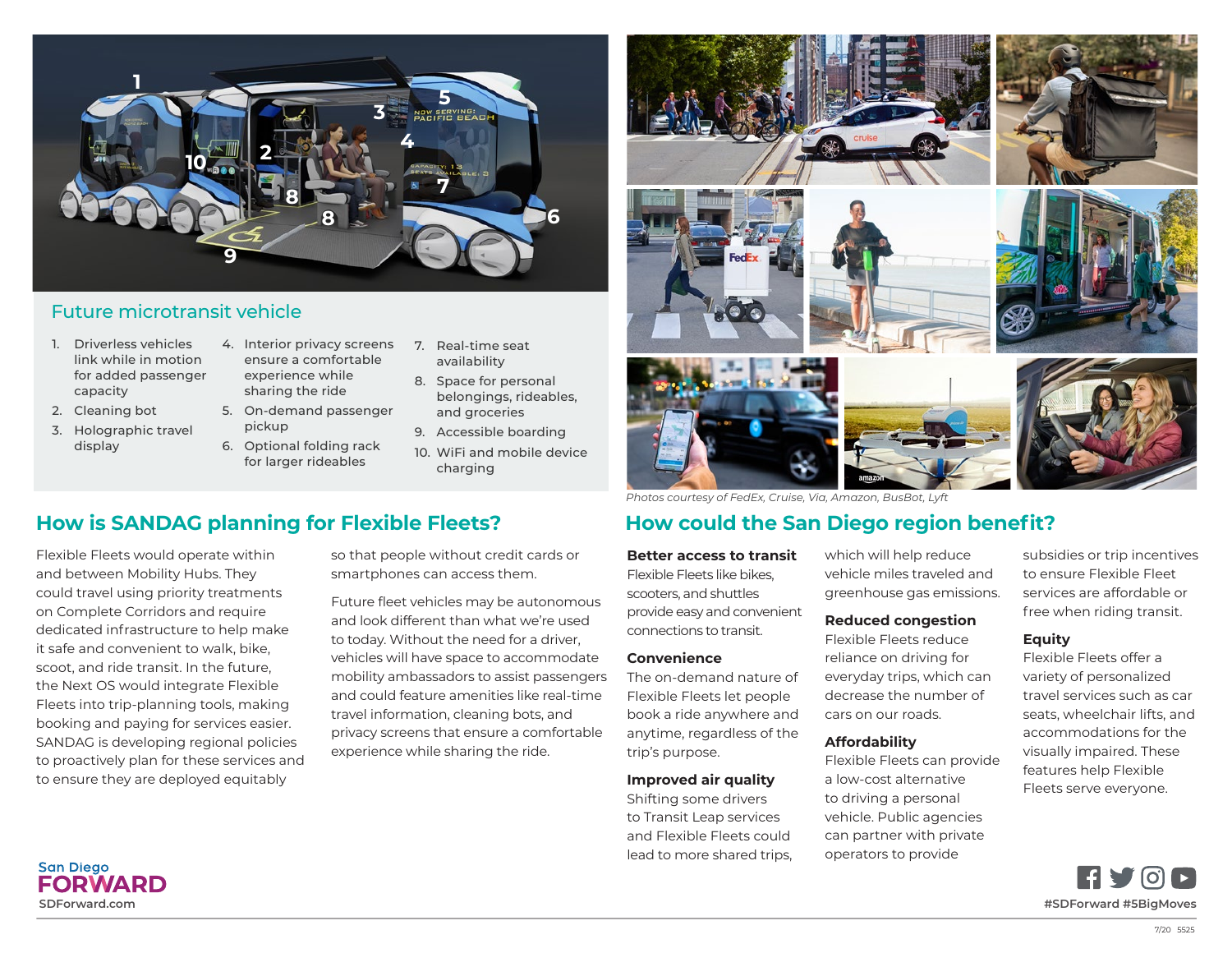## Future microtransit vehicle

1. Driverless vehicles link while in motion for added passenger capacity
2. Cleaning bot
3. Holographic travel display
4. Interior privacy screens ensure a comfortable experience while sharing the ride
5. On-demand passenger pickup
6. Optional folding rack for larger rideables
7. Real-time seat availability
8. Space for personal belongings, rideables, and groceries
9. Accessible boarding
10. WiFi and mobile device charging

*Photos courtesy of FedEx, Cruise, Via, Amazon, BusBot, Lyft*

## How is SANDAG planning for Flexible Fleets?

Flexible Fleets would operate within and between Mobility Hubs. They could travel using priority treatments on Complete Corridors and require dedicated infrastructure to help make it safe and convenient to walk, bike, scoot, and ride transit. In the future, the Next OS would integrate Flexible Fleets into trip-planning tools, making booking and paying for services easier. SANDAG is developing regional policies to proactively plan for these services and to ensure they are deployed equitably so that people without credit cards or smartphones can access them.

Future fleet vehicles may be autonomous and look different than what we're used to today. Without the need for a driver, vehicles will have space to accommodate mobility ambassadors to assist passengers and could feature amenities like real-time travel information, cleaning bots, and privacy screens that ensure a comfortable experience while sharing the ride.

## How could the San Diego region benefit?

**Better access to transit**
Flexible Fleets like bikes, scooters, and shuttles provide easy and convenient connections to transit.

**Convenience**
The on-demand nature of Flexible Fleets let people book a ride anywhere and anytime, regardless of the trip's purpose.

**Improved air quality**
Shifting some drivers to Transit Leap services and Flexible Fleets could lead to more shared trips, which will help reduce vehicle miles traveled and greenhouse gas emissions.

**Reduced congestion**
Flexible Fleets reduce reliance on driving for everyday trips, which can decrease the number of cars on our roads.

**Affordability**
Flexible Fleets can provide a low-cost alternative to driving a personal vehicle. Public agencies can partner with private operators to provide subsidies or trip incentives to ensure Flexible Fleet services are affordable or free when riding transit.

**Equity**
Flexible Fleets offer a variety of personalized travel services such as car seats, wheelchair lifts, and accommodations for the visually impaired. These features help Flexible Fleets serve everyone.

San Diego FORWARD
SDForward.com

#SDForward #5BigMoves

7/20 5525